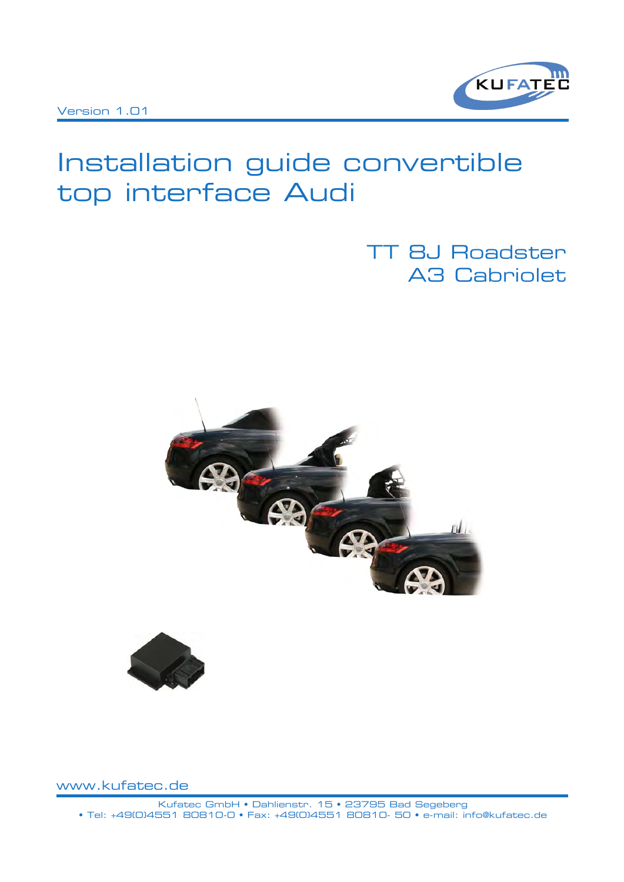Version 1.01

# Installation guide convertible top interface Audi

## TT 8J Roadster
## A3 Cabriolet

www.kufatec.de

Kufatec GmbH • Dahlienstr. 15 • 23795 Bad Segeberg
• Tel: +49(0)4551 80810-0 • Fax: +49(0)4551 80810- 50 • e-mail: info@kufatec.de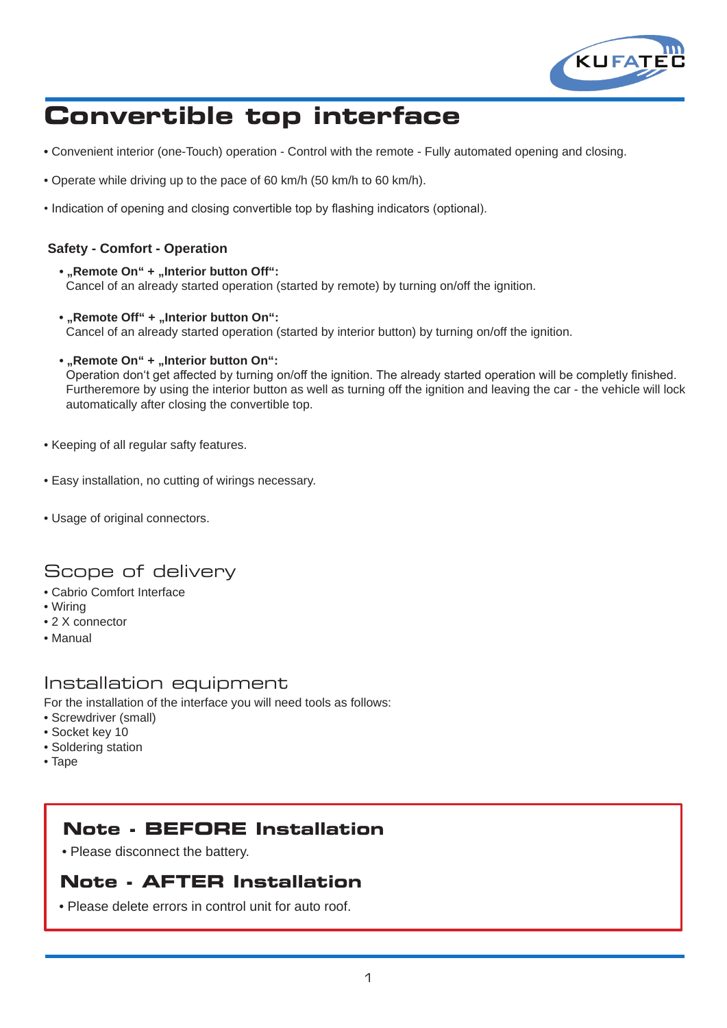# Convertible top interface

- Convenient interior (one-Touch) operation - Control with the remote - Fully automated opening and closing.
- Operate while driving up to the pace of 60 km/h (50 km/h to 60 km/h).
- Indication of opening and closing convertible top by flashing indicators (optional).

**Safety - Comfort - Operation**

- **„Remote On“ + „Interior button Off“:**
  Cancel of an already started operation (started by remote) by turning on/off the ignition.
- **„Remote Off“ + „Interior button On“:**
  Cancel of an already started operation (started by interior button) by turning on/off the ignition.
- **„Remote On“ + „Interior button On“:**
  Operation don‘t get affected by turning on/off the ignition. The already started operation will be completly finished. Furtheremore by using the interior button as well as turning off the ignition and leaving the car - the vehicle will lock automatically after closing the convertible top.

- Keeping of all regular safty features.
- Easy installation, no cutting of wirings necessary.
- Usage of original connectors.

## Scope of delivery

- Cabrio Comfort Interface
- Wiring
- 2 X connector
- Manual

## Installation equipment

For the installation of the interface you will need tools as follows:
- Screwdriver (small)
- Socket key 10
- Soldering station
- Tape

### Note - BEFORE Installation

- Please disconnect the battery.

### Note - AFTER Installation

- Please delete errors in control unit for auto roof.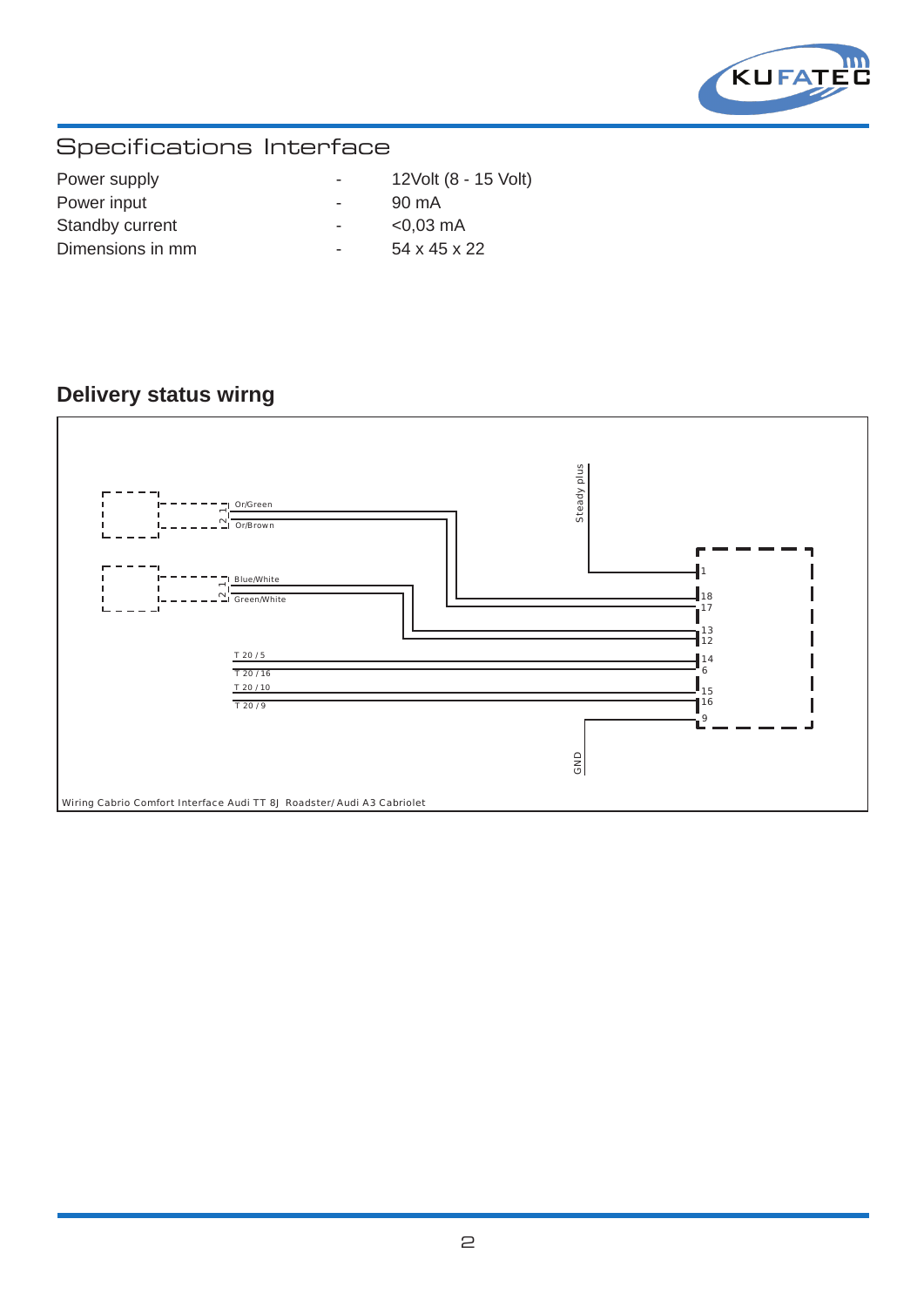## Specifications Interface

| | | |
|---|---|---|
| Power supply | - | 12Volt (8 - 15 Volt) |
| Power input | - | 90 mA |
| Standby current | - | <0,03 mA |
| Dimensions in mm | - | 54 x 45 x 22 |

## Delivery status wirng

Steady plus

2 1 Or/Green
Or/Brown

2 1 Blue/White
Green/White

T 20 / 5
T 20 / 16
T 20 / 10
T 20 / 9

1
18
17
13
12
14
6
15
16
9

GND

Wiring Cabrio Comfort Interface Audi TT 8J Roadster/ Audi A3 Cabriolet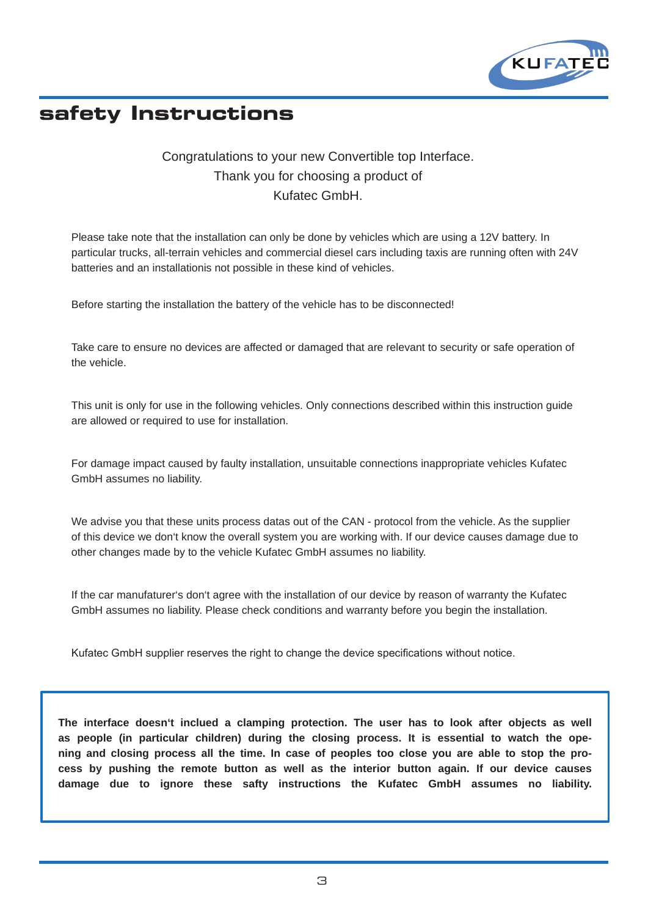# safety Instructions

Congratulations to your new Convertible top Interface.
Thank you for choosing a product of
Kufatec GmbH.

Please take note that the installation can only be done by vehicles which are using a 12V battery. In particular trucks, all-terrain vehicles and commercial diesel cars including taxis are running often with 24V batteries and an installationis not possible in these kind of vehicles.

Before starting the installation the battery of the vehicle has to be disconnected!

Take care to ensure no devices are affected or damaged that are relevant to security or safe operation of the vehicle.

This unit is only for use in the following vehicles. Only connections described within this instruction guide are allowed or required to use for installation.

For damage impact caused by faulty installation, unsuitable connections inappropriate vehicles Kufatec GmbH assumes no liability.

We advise you that these units process datas out of the CAN - protocol from the vehicle. As the supplier of this device we don‘t know the overall system you are working with. If our device causes damage due to other changes made by to the vehicle Kufatec GmbH assumes no liability.

If the car manufaturer‘s don‘t agree with the installation of our device by reason of warranty the Kufatec GmbH assumes no liability. Please check conditions and warranty before you begin the installation.

Kufatec GmbH supplier reserves the right to change the device specifications without notice.

**The interface doesn‘t inclued a clamping protection. The user has to look after objects as well as people (in particular children) during the closing process. It is essential to watch the opening and closing process all the time. In case of peoples too close you are able to stop the process by pushing the remote button as well as the interior button again. If our device causes damage due to ignore these safty instructions the Kufatec GmbH assumes no liability.**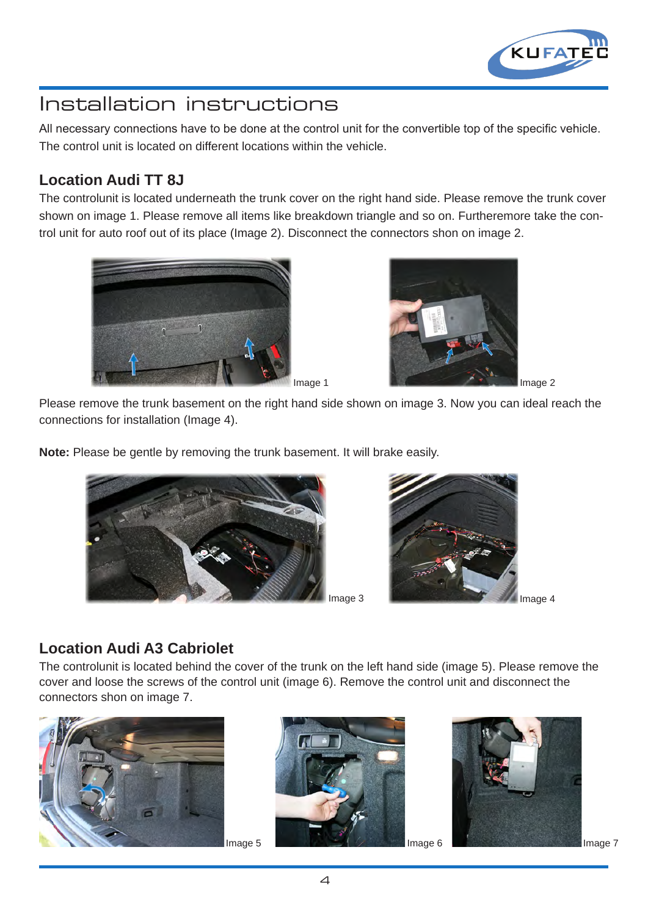# Installation instructions

All necessary connections have to be done at the control unit for the convertible top of the specific vehicle. The control unit is located on different locations within the vehicle.

## Location Audi TT 8J

The controlunit is located underneath the trunk cover on the right hand side. Please remove the trunk cover shown on image 1. Please remove all items like breakdown triangle and so on. Furtheremore take the control unit for auto roof out of its place (Image 2). Disconnect the connectors shon on image 2.

Image 1

Image 2

Please remove the trunk basement on the right hand side shown on image 3. Now you can ideal reach the connections for installation (Image 4).

**Note:** Please be gentle by removing the trunk basement. It will brake easily.

Image 3

Image 4

## Location Audi A3 Cabriolet

The controlunit is located behind the cover of the trunk on the left hand side (image 5). Please remove the cover and loose the screws of the control unit (image 6). Remove the control unit and disconnect the connectors shon on image 7.

Image 5

Image 6

Image 7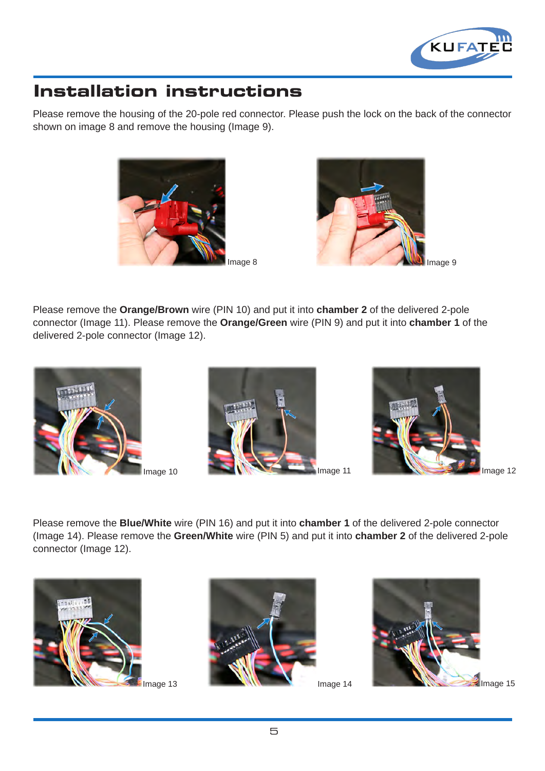# Installation instructions

Please remove the housing of the 20-pole red connector. Please push the lock on the back of the connector shown on image 8 and remove the housing (Image 9).

Image 8

Image 9

Please remove the **Orange/Brown** wire (PIN 10) and put it into **chamber 2** of the delivered 2-pole connector (Image 11). Please remove the **Orange/Green** wire (PIN 9) and put it into **chamber 1** of the delivered 2-pole connector (Image 12).

Image 10

Image 11

Image 12

Please remove the **Blue/White** wire (PIN 16) and put it into **chamber 1** of the delivered 2-pole connector (Image 14). Please remove the **Green/White** wire (PIN 5) and put it into **chamber 2** of the delivered 2-pole connector (Image 12).

Image 13

Image 14

Image 15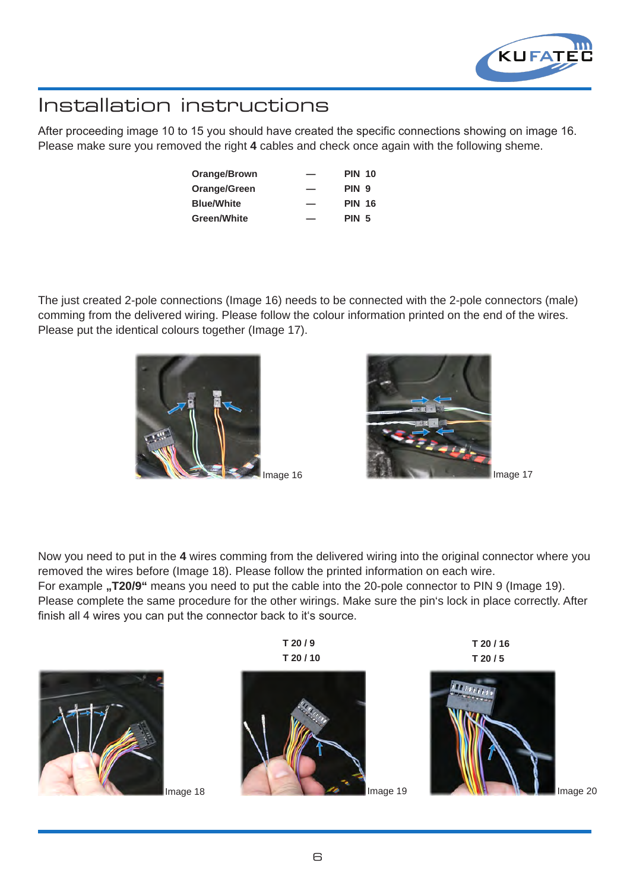# Installation instructions

After proceeding image 10 to 15 you should have created the specific connections showing on image 16. Please make sure you removed the right **4** cables and check once again with the following sheme.

| | | |
|---|---|---|
| **Orange/Brown** | **—** | **PIN 10** |
| **Orange/Green** | **—** | **PIN 9** |
| **Blue/White** | **—** | **PIN 16** |
| **Green/White** | **—** | **PIN 5** |

The just created 2-pole connections (Image 16) needs to be connected with the 2-pole connectors (male) comming from the delivered wiring. Please follow the colour information printed on the end of the wires. Please put the identical colours together (Image 17).

Image 16

Image 17

Now you need to put in the **4** wires comming from the delivered wiring into the original connector where you removed the wires before (Image 18). Please follow the printed information on each wire.
For example **„T20/9“** means you need to put the cable into the 20-pole connector to PIN 9 (Image 19). Please complete the same procedure for the other wirings. Make sure the pin's lock in place correctly. After finish all 4 wires you can put the connector back to it's source.

Image 18

**T 20 / 9**
**T 20 / 10**

Image 19

**T 20 / 16**
**T 20 / 5**

Image 20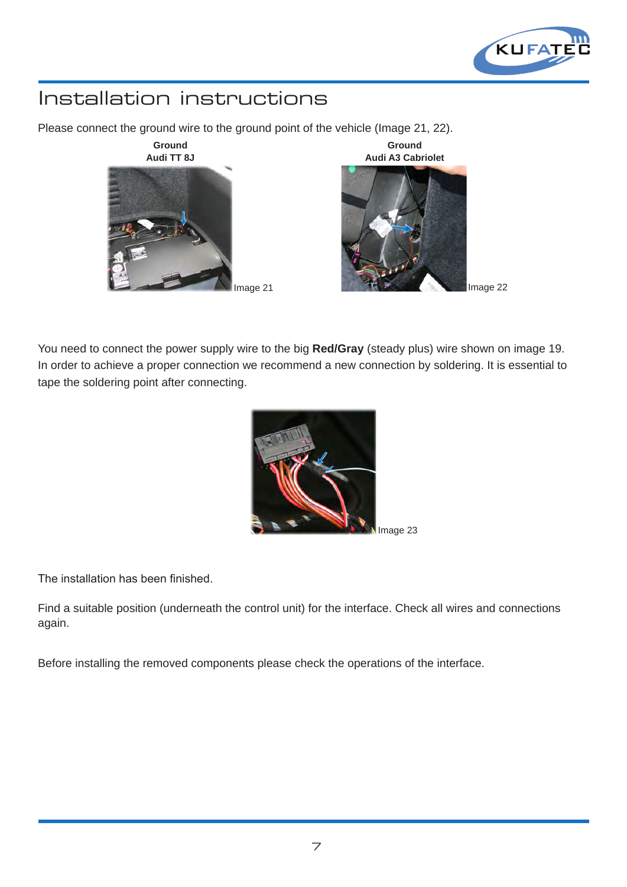# Installation instructions

Please connect the ground wire to the ground point of the vehicle (Image 21, 22).

**Ground**
**Audi TT 8J**

Image 21

**Ground**
**Audi A3 Cabriolet**

Image 22

You need to connect the power supply wire to the big **Red/Gray** (steady plus) wire shown on image 19. In order to achieve a proper connection we recommend a new connection by soldering. It is essential to tape the soldering point after connecting.

Image 23

The installation has been finished.

Find a suitable position (underneath the control unit) for the interface. Check all wires and connections again.

Before installing the removed components please check the operations of the interface.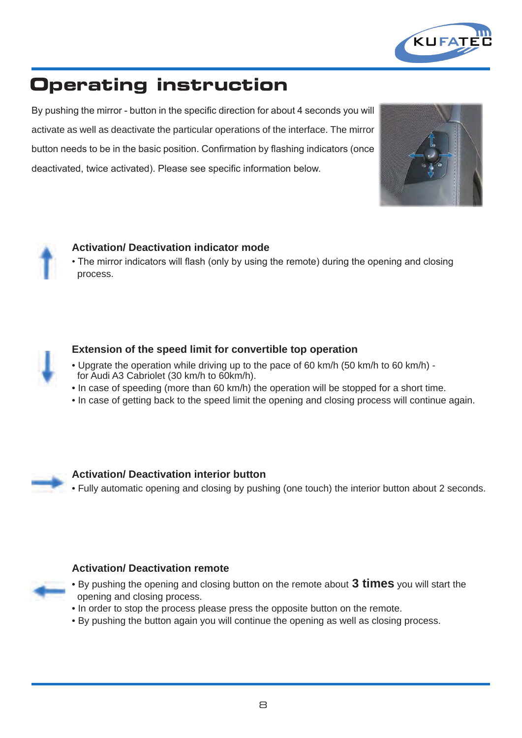# Operating instruction

By pushing the mirror - button in the specific direction for about 4 seconds you will activate as well as deactivate the particular operations of the interface. The mirror button needs to be in the basic position. Confirmation by flashing indicators (once deactivated, twice activated). Please see specific information below.

### Activation/ Deactivation indicator mode

- The mirror indicators will flash (only by using the remote) during the opening and closing process.

### Extension of the speed limit for convertible top operation

- Upgrate the operation while driving up to the pace of 60 km/h (50 km/h to 60 km/h) - for Audi A3 Cabriolet (30 km/h to 60km/h).
- In case of speeding (more than 60 km/h) the operation will be stopped for a short time.
- In case of getting back to the speed limit the opening and closing process will continue again.

### Activation/ Deactivation interior button

- Fully automatic opening and closing by pushing (one touch) the interior button about 2 seconds.

### Activation/ Deactivation remote

- By pushing the opening and closing button on the remote about **3 times** you will start the opening and closing process.
- In order to stop the process please press the opposite button on the remote.
- By pushing the button again you will continue the opening as well as closing process.